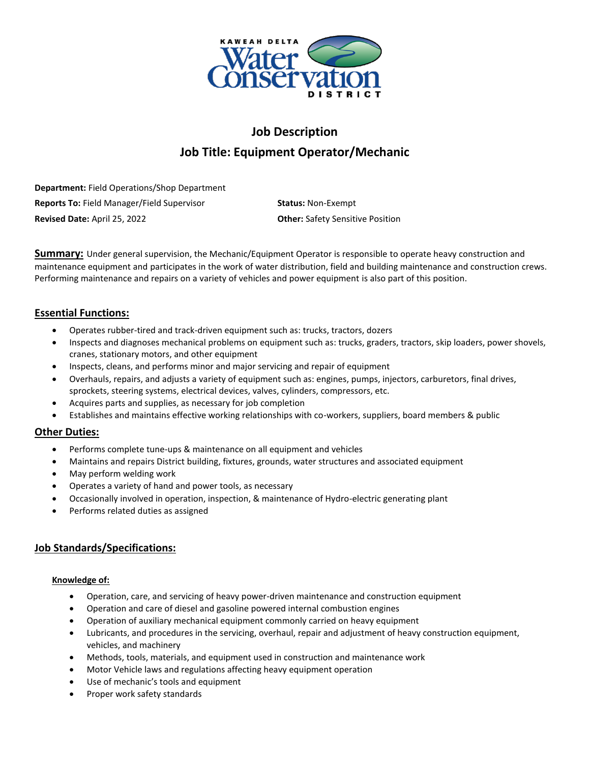KAWEAH DELTA Water Conservation DISTRICT

# Job Description

# Job Title: Equipment Operator/Mechanic

**Department:** Field Operations/Shop Department

**Reports To:** Field Manager/Field Supervisor

**Status:** Non-Exempt

**Revised Date:** April 25, 2022

**Other:** Safety Sensitive Position

**Summary:** Under general supervision, the Mechanic/Equipment Operator is responsible to operate heavy construction and maintenance equipment and participates in the work of water distribution, field and building maintenance and construction crews. Performing maintenance and repairs on a variety of vehicles and power equipment is also part of this position.

## Essential Functions:

- Operates rubber-tired and track-driven equipment such as: trucks, tractors, dozers
- Inspects and diagnoses mechanical problems on equipment such as: trucks, graders, tractors, skip loaders, power shovels, cranes, stationary motors, and other equipment
- Inspects, cleans, and performs minor and major servicing and repair of equipment
- Overhauls, repairs, and adjusts a variety of equipment such as: engines, pumps, injectors, carburetors, final drives, sprockets, steering systems, electrical devices, valves, cylinders, compressors, etc.
- Acquires parts and supplies, as necessary for job completion
- Establishes and maintains effective working relationships with co-workers, suppliers, board members & public

## Other Duties:

- Performs complete tune-ups & maintenance on all equipment and vehicles
- Maintains and repairs District building, fixtures, grounds, water structures and associated equipment
- May perform welding work
- Operates a variety of hand and power tools, as necessary
- Occasionally involved in operation, inspection, & maintenance of Hydro-electric generating plant
- Performs related duties as assigned

## Job Standards/Specifications:

### Knowledge of:

- Operation, care, and servicing of heavy power-driven maintenance and construction equipment
- Operation and care of diesel and gasoline powered internal combustion engines
- Operation of auxiliary mechanical equipment commonly carried on heavy equipment
- Lubricants, and procedures in the servicing, overhaul, repair and adjustment of heavy construction equipment, vehicles, and machinery
- Methods, tools, materials, and equipment used in construction and maintenance work
- Motor Vehicle laws and regulations affecting heavy equipment operation
- Use of mechanic's tools and equipment
- Proper work safety standards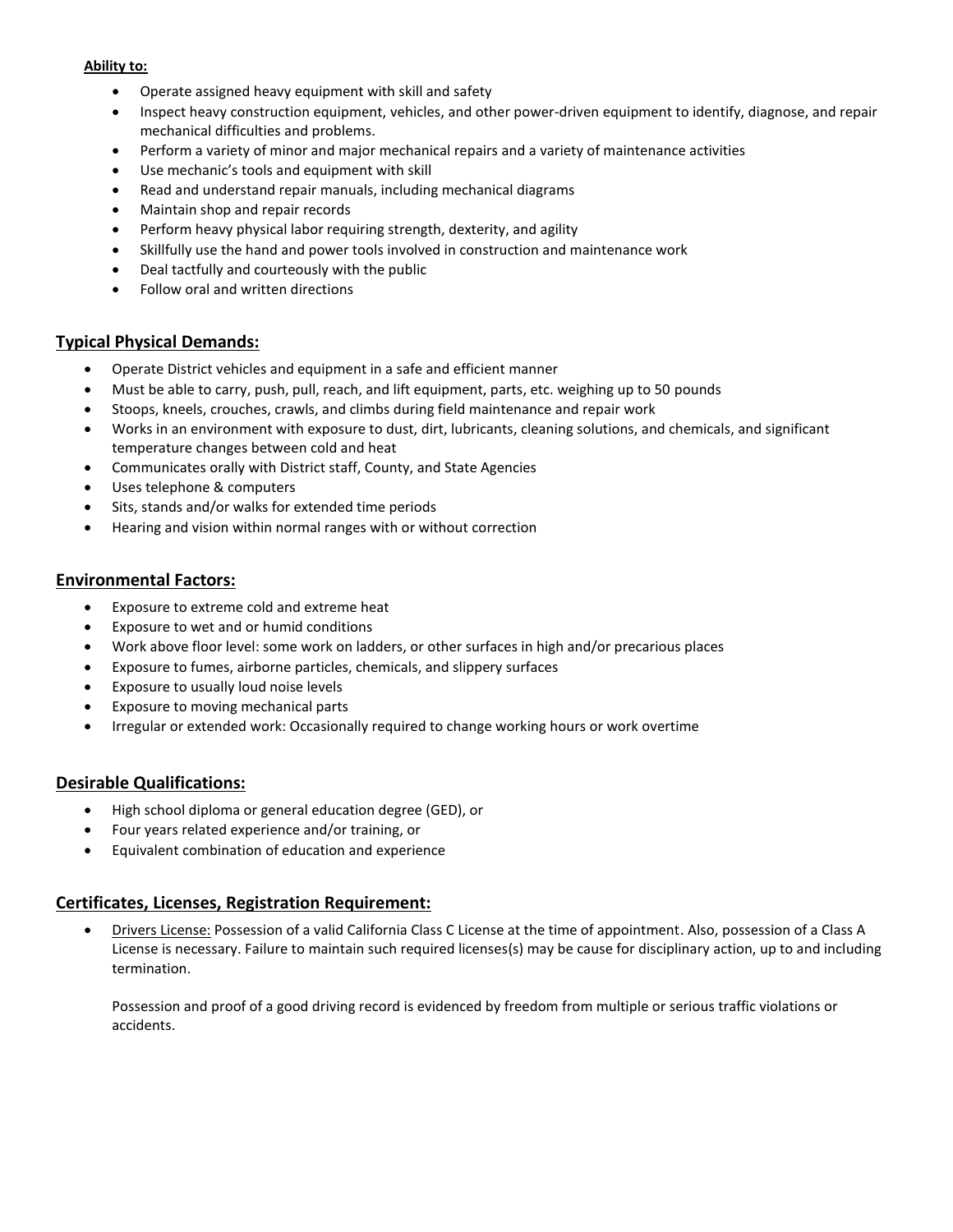**Ability to:**

- Operate assigned heavy equipment with skill and safety
- Inspect heavy construction equipment, vehicles, and other power-driven equipment to identify, diagnose, and repair mechanical difficulties and problems.
- Perform a variety of minor and major mechanical repairs and a variety of maintenance activities
- Use mechanic's tools and equipment with skill
- Read and understand repair manuals, including mechanical diagrams
- Maintain shop and repair records
- Perform heavy physical labor requiring strength, dexterity, and agility
- Skillfully use the hand and power tools involved in construction and maintenance work
- Deal tactfully and courteously with the public
- Follow oral and written directions

## Typical Physical Demands:

- Operate District vehicles and equipment in a safe and efficient manner
- Must be able to carry, push, pull, reach, and lift equipment, parts, etc. weighing up to 50 pounds
- Stoops, kneels, crouches, crawls, and climbs during field maintenance and repair work
- Works in an environment with exposure to dust, dirt, lubricants, cleaning solutions, and chemicals, and significant temperature changes between cold and heat
- Communicates orally with District staff, County, and State Agencies
- Uses telephone & computers
- Sits, stands and/or walks for extended time periods
- Hearing and vision within normal ranges with or without correction

## Environmental Factors:

- Exposure to extreme cold and extreme heat
- Exposure to wet and or humid conditions
- Work above floor level: some work on ladders, or other surfaces in high and/or precarious places
- Exposure to fumes, airborne particles, chemicals, and slippery surfaces
- Exposure to usually loud noise levels
- Exposure to moving mechanical parts
- Irregular or extended work: Occasionally required to change working hours or work overtime

## Desirable Qualifications:

- High school diploma or general education degree (GED), or
- Four years related experience and/or training, or
- Equivalent combination of education and experience

## Certificates, Licenses, Registration Requirement:

- Drivers License: Possession of a valid California Class C License at the time of appointment. Also, possession of a Class A License is necessary. Failure to maintain such required licenses(s) may be cause for disciplinary action, up to and including termination.

  Possession and proof of a good driving record is evidenced by freedom from multiple or serious traffic violations or accidents.